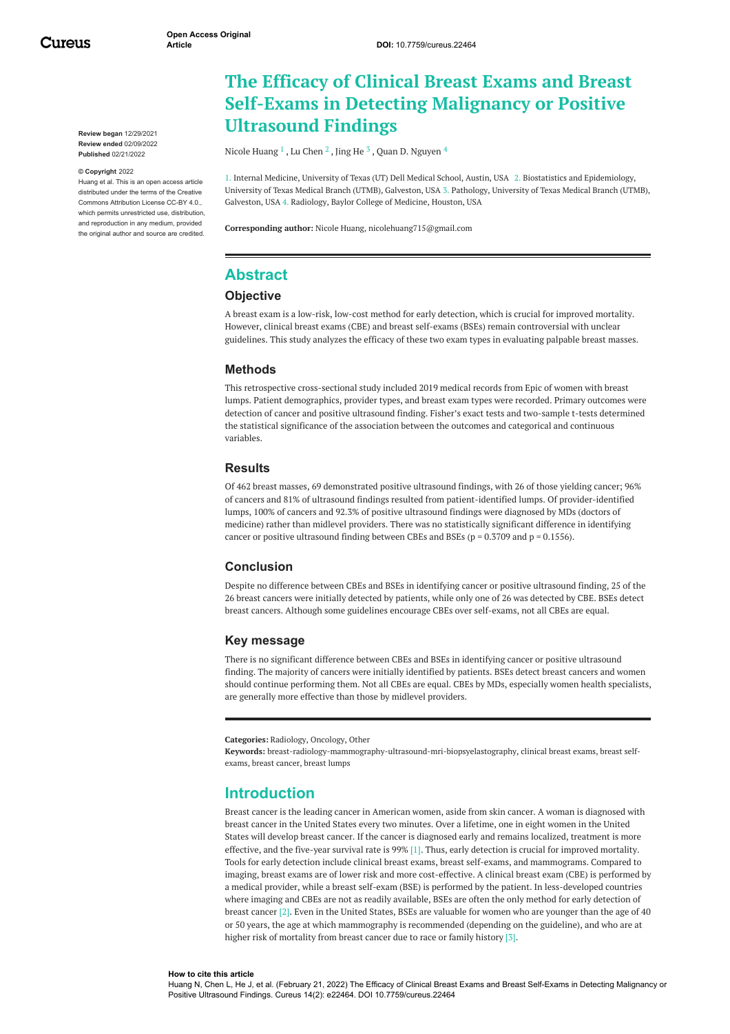# The Efficacy of Clinical Breast Exams and Breast Self-Exams in Detecting Malignancy or Positive Ultrasound Findings

Nicole Huang [1], Lu Chen [2], Jing He [3], Quan D. Nguyen [4]

1. Internal Medicine, University of Texas (UT) Dell Medical School, Austin, USA 2. Biostatistics and Epidemiology, University of Texas Medical Branch (UTMB), Galveston, USA 3. Pathology, University of Texas Medical Branch (UTMB), Galveston, USA 4. Radiology, Baylor College of Medicine, Houston, USA

**Corresponding author:** Nicole Huang, nicolehuang715@gmail.com

**Review began** 12/29/2021
**Review ended** 02/09/2022
**Published** 02/21/2022

**© Copyright** 2022
Huang et al. This is an open access article distributed under the terms of the Creative Commons Attribution License CC-BY 4.0., which permits unrestricted use, distribution, and reproduction in any medium, provided the original author and source are credited.

## Abstract

### Objective

A breast exam is a low-risk, low-cost method for early detection, which is crucial for improved mortality. However, clinical breast exams (CBE) and breast self-exams (BSEs) remain controversial with unclear guidelines. This study analyzes the efficacy of these two exam types in evaluating palpable breast masses.

### Methods

This retrospective cross-sectional study included 2019 medical records from Epic of women with breast lumps. Patient demographics, provider types, and breast exam types were recorded. Primary outcomes were detection of cancer and positive ultrasound finding. Fisher's exact tests and two-sample t-tests determined the statistical significance of the association between the outcomes and categorical and continuous variables.

### Results

Of 462 breast masses, 69 demonstrated positive ultrasound findings, with 26 of those yielding cancer; 96% of cancers and 81% of ultrasound findings resulted from patient-identified lumps. Of provider-identified lumps, 100% of cancers and 92.3% of positive ultrasound findings were diagnosed by MDs (doctors of medicine) rather than midlevel providers. There was no statistically significant difference in identifying cancer or positive ultrasound finding between CBEs and BSEs ($p = 0.3709$ and $p = 0.1556$).

### Conclusion

Despite no difference between CBEs and BSEs in identifying cancer or positive ultrasound finding, 25 of the 26 breast cancers were initially detected by patients, while only one of 26 was detected by CBE. BSEs detect breast cancers. Although some guidelines encourage CBEs over self-exams, not all CBEs are equal.

### Key message

There is no significant difference between CBEs and BSEs in identifying cancer or positive ultrasound finding. The majority of cancers were initially identified by patients. BSEs detect breast cancers and women should continue performing them. Not all CBEs are equal. CBEs by MDs, especially women health specialists, are generally more effective than those by midlevel providers.

**Categories:** Radiology, Oncology, Other
**Keywords:** breast-radiology-mammography-ultrasound-mri-biopsyelastography, clinical breast exams, breast self-exams, breast cancer, breast lumps

## Introduction

Breast cancer is the leading cancer in American women, aside from skin cancer. A woman is diagnosed with breast cancer in the United States every two minutes. Over a lifetime, one in eight women in the United States will develop breast cancer. If the cancer is diagnosed early and remains localized, treatment is more effective, and the five-year survival rate is 99% [1]. Thus, early detection is crucial for improved mortality. Tools for early detection include clinical breast exams, breast self-exams, and mammograms. Compared to imaging, breast exams are of lower risk and more cost-effective. A clinical breast exam (CBE) is performed by a medical provider, while a breast self-exam (BSE) is performed by the patient. In less-developed countries where imaging and CBEs are not as readily available, BSEs are often the only method for early detection of breast cancer [2]. Even in the United States, BSEs are valuable for women who are younger than the age of 40 or 50 years, the age at which mammography is recommended (depending on the guideline), and who are at higher risk of mortality from breast cancer due to race or family history [3].

**How to cite this article**
Huang N, Chen L, He J, et al. (February 21, 2022) The Efficacy of Clinical Breast Exams and Breast Self-Exams in Detecting Malignancy or Positive Ultrasound Findings. Cureus 14(2): e22464. DOI 10.7759/cureus.22464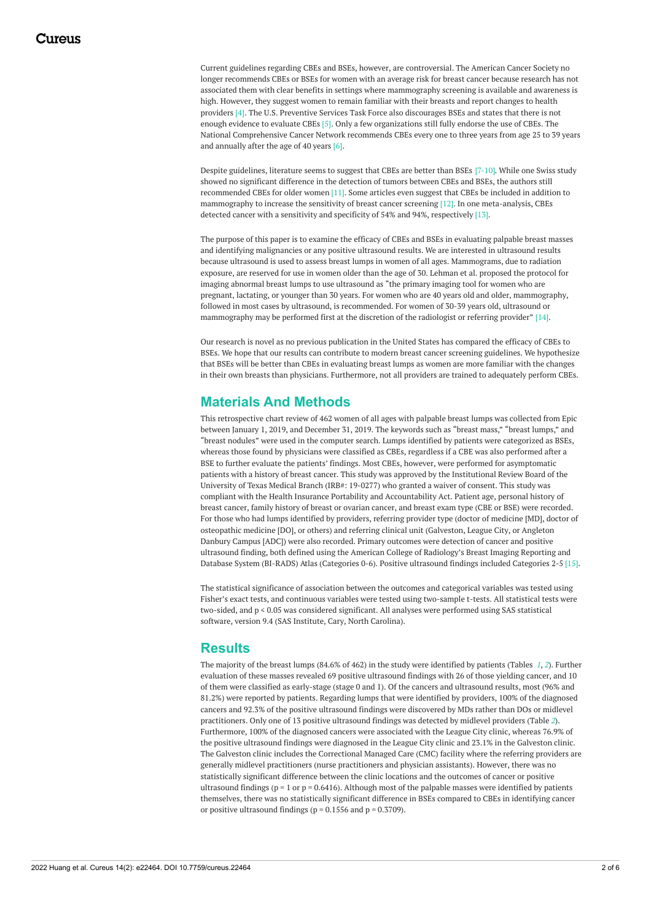Current guidelines regarding CBEs and BSEs, however, are controversial. The American Cancer Society no longer recommends CBEs or BSEs for women with an average risk for breast cancer because research has not associated them with clear benefits in settings where mammography screening is available and awareness is high. However, they suggest women to remain familiar with their breasts and report changes to health providers [4]. The U.S. Preventive Services Task Force also discourages BSEs and states that there is not enough evidence to evaluate CBEs [5]. Only a few organizations still fully endorse the use of CBEs. The National Comprehensive Cancer Network recommends CBEs every one to three years from age 25 to 39 years and annually after the age of 40 years [6].

Despite guidelines, literature seems to suggest that CBEs are better than BSEs [7-10]. While one Swiss study showed no significant difference in the detection of tumors between CBEs and BSEs, the authors still recommended CBEs for older women [11]. Some articles even suggest that CBEs be included in addition to mammography to increase the sensitivity of breast cancer screening [12]. In one meta-analysis, CBEs detected cancer with a sensitivity and specificity of 54% and 94%, respectively [13].

The purpose of this paper is to examine the efficacy of CBEs and BSEs in evaluating palpable breast masses and identifying malignancies or any positive ultrasound results. We are interested in ultrasound results because ultrasound is used to assess breast lumps in women of all ages. Mammograms, due to radiation exposure, are reserved for use in women older than the age of 30. Lehman et al. proposed the protocol for imaging abnormal breast lumps to use ultrasound as "the primary imaging tool for women who are pregnant, lactating, or younger than 30 years. For women who are 40 years old and older, mammography, followed in most cases by ultrasound, is recommended. For women of 30-39 years old, ultrasound or mammography may be performed first at the discretion of the radiologist or referring provider" [14].

Our research is novel as no previous publication in the United States has compared the efficacy of CBEs to BSEs. We hope that our results can contribute to modern breast cancer screening guidelines. We hypothesize that BSEs will be better than CBEs in evaluating breast lumps as women are more familiar with the changes in their own breasts than physicians. Furthermore, not all providers are trained to adequately perform CBEs.

## Materials And Methods

This retrospective chart review of 462 women of all ages with palpable breast lumps was collected from Epic between January 1, 2019, and December 31, 2019. The keywords such as "breast mass," "breast lumps," and "breast nodules" were used in the computer search. Lumps identified by patients were categorized as BSEs, whereas those found by physicians were classified as CBEs, regardless if a CBE was also performed after a BSE to further evaluate the patients' findings. Most CBEs, however, were performed for asymptomatic patients with a history of breast cancer. This study was approved by the Institutional Review Board of the University of Texas Medical Branch (IRB#: 19-0277) who granted a waiver of consent. This study was compliant with the Health Insurance Portability and Accountability Act. Patient age, personal history of breast cancer, family history of breast or ovarian cancer, and breast exam type (CBE or BSE) were recorded. For those who had lumps identified by providers, referring provider type (doctor of medicine [MD], doctor of osteopathic medicine [DO], or others) and referring clinical unit (Galveston, League City, or Angleton Danbury Campus [ADC]) were also recorded. Primary outcomes were detection of cancer and positive ultrasound finding, both defined using the American College of Radiology's Breast Imaging Reporting and Database System (BI-RADS) Atlas (Categories 0-6). Positive ultrasound findings included Categories 2-5 [15].

The statistical significance of association between the outcomes and categorical variables was tested using Fisher's exact tests, and continuous variables were tested using two-sample t-tests. All statistical tests were two-sided, and $p < 0.05$ was considered significant. All analyses were performed using SAS statistical software, version 9.4 (SAS Institute, Cary, North Carolina).

## Results

The majority of the breast lumps (84.6% of 462) in the study were identified by patients (Tables *1*, *2*). Further evaluation of these masses revealed 69 positive ultrasound findings with 26 of those yielding cancer, and 10 of them were classified as early-stage (stage 0 and 1). Of the cancers and ultrasound results, most (96% and 81.2%) were reported by patients. Regarding lumps that were identified by providers, 100% of the diagnosed cancers and 92.3% of the positive ultrasound findings were discovered by MDs rather than DOs or midlevel practitioners. Only one of 13 positive ultrasound findings was detected by midlevel providers (Table *2*). Furthermore, 100% of the diagnosed cancers were associated with the League City clinic, whereas 76.9% of the positive ultrasound findings were diagnosed in the League City clinic and 23.1% in the Galveston clinic. The Galveston clinic includes the Correctional Managed Care (CMC) facility where the referring providers are generally midlevel practitioners (nurse practitioners and physician assistants). However, there was no statistically significant difference between the clinic locations and the outcomes of cancer or positive ultrasound findings ($p = 1$ or $p = 0.6416$). Although most of the palpable masses were identified by patients themselves, there was no statistically significant difference in BSEs compared to CBEs in identifying cancer or positive ultrasound findings ($p = 0.1556$ and $p = 0.3709$).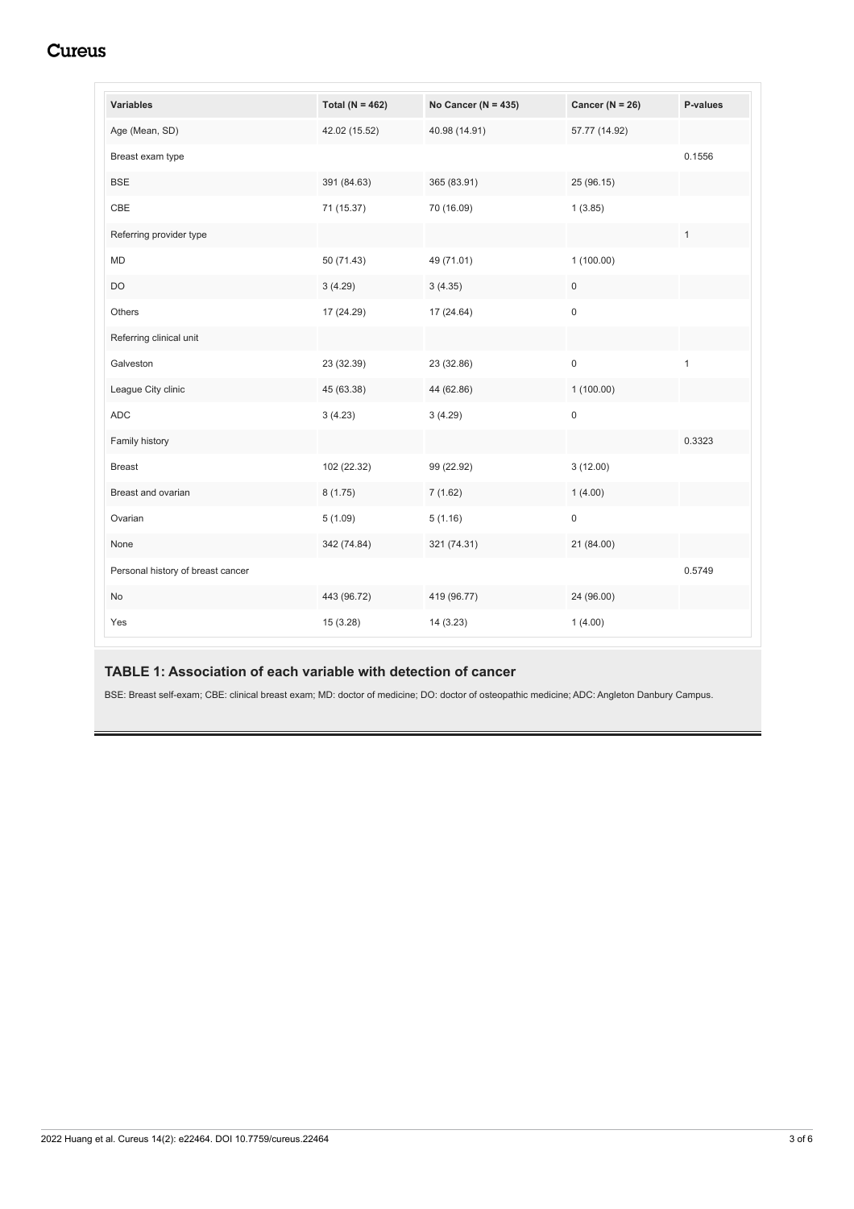| Variables | Total (N = 462) | No Cancer (N = 435) | Cancer (N = 26) | P-values |
|---|---|---|---|---|
| Age (Mean, SD) | 42.02 (15.52) | 40.98 (14.91) | 57.77 (14.92) | |
| Breast exam type | | | | 0.1556 |
| BSE | 391 (84.63) | 365 (83.91) | 25 (96.15) | |
| CBE | 71 (15.37) | 70 (16.09) | 1 (3.85) | |
| Referring provider type | | | | 1 |
| MD | 50 (71.43) | 49 (71.01) | 1 (100.00) | |
| DO | 3 (4.29) | 3 (4.35) | 0 | |
| Others | 17 (24.29) | 17 (24.64) | 0 | |
| Referring clinical unit | | | | |
| Galveston | 23 (32.39) | 23 (32.86) | 0 | 1 |
| League City clinic | 45 (63.38) | 44 (62.86) | 1 (100.00) | |
| ADC | 3 (4.23) | 3 (4.29) | 0 | |
| Family history | | | | 0.3323 |
| Breast | 102 (22.32) | 99 (22.92) | 3 (12.00) | |
| Breast and ovarian | 8 (1.75) | 7 (1.62) | 1 (4.00) | |
| Ovarian | 5 (1.09) | 5 (1.16) | 0 | |
| None | 342 (74.84) | 321 (74.31) | 21 (84.00) | |
| Personal history of breast cancer | | | | 0.5749 |
| No | 443 (96.72) | 419 (96.77) | 24 (96.00) | |
| Yes | 15 (3.28) | 14 (3.23) | 1 (4.00) | |

**TABLE 1: Association of each variable with detection of cancer**

BSE: Breast self-exam; CBE: clinical breast exam; MD: doctor of medicine; DO: doctor of osteopathic medicine; ADC: Angleton Danbury Campus.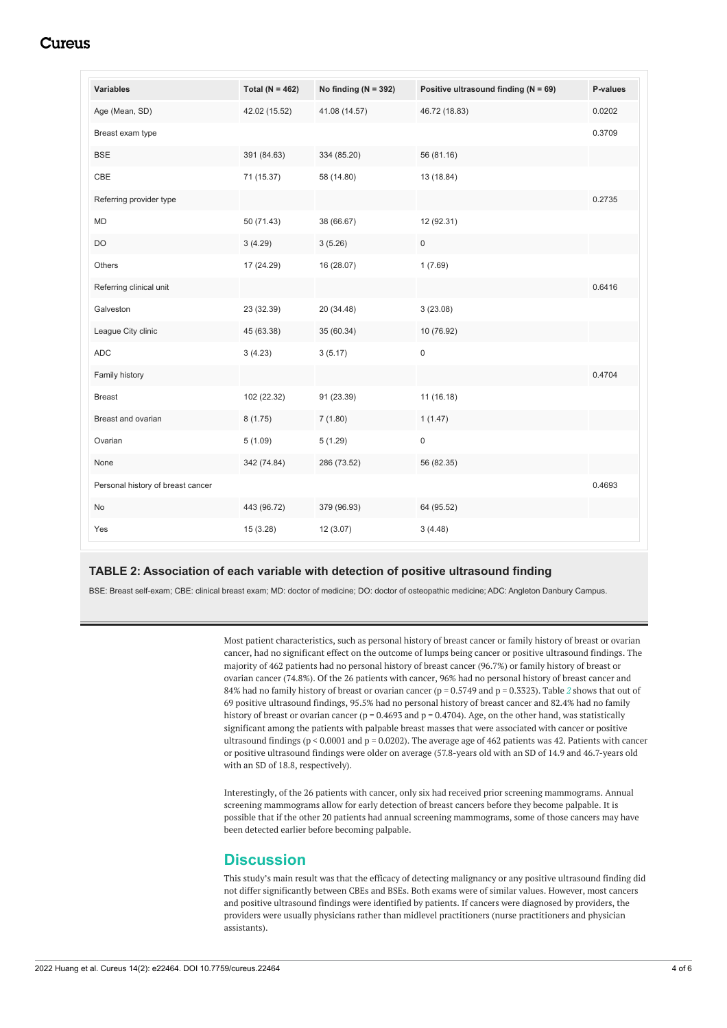| Variables | Total (N = 462) | No finding (N = 392) | Positive ultrasound finding (N = 69) | P-values |
|---|---|---|---|---|
| Age (Mean, SD) | 42.02 (15.52) | 41.08 (14.57) | 46.72 (18.83) | 0.0202 |
| Breast exam type | | | | 0.3709 |
| BSE | 391 (84.63) | 334 (85.20) | 56 (81.16) | |
| CBE | 71 (15.37) | 58 (14.80) | 13 (18.84) | |
| Referring provider type | | | | 0.2735 |
| MD | 50 (71.43) | 38 (66.67) | 12 (92.31) | |
| DO | 3 (4.29) | 3 (5.26) | 0 | |
| Others | 17 (24.29) | 16 (28.07) | 1 (7.69) | |
| Referring clinical unit | | | | 0.6416 |
| Galveston | 23 (32.39) | 20 (34.48) | 3 (23.08) | |
| League City clinic | 45 (63.38) | 35 (60.34) | 10 (76.92) | |
| ADC | 3 (4.23) | 3 (5.17) | 0 | |
| Family history | | | | 0.4704 |
| Breast | 102 (22.32) | 91 (23.39) | 11 (16.18) | |
| Breast and ovarian | 8 (1.75) | 7 (1.80) | 1 (1.47) | |
| Ovarian | 5 (1.09) | 5 (1.29) | 0 | |
| None | 342 (74.84) | 286 (73.52) | 56 (82.35) | |
| Personal history of breast cancer | | | | 0.4693 |
| No | 443 (96.72) | 379 (96.93) | 64 (95.52) | |
| Yes | 15 (3.28) | 12 (3.07) | 3 (4.48) | |

**TABLE 2: Association of each variable with detection of positive ultrasound finding**

BSE: Breast self-exam; CBE: clinical breast exam; MD: doctor of medicine; DO: doctor of osteopathic medicine; ADC: Angleton Danbury Campus.

Most patient characteristics, such as personal history of breast cancer or family history of breast or ovarian cancer, had no significant effect on the outcome of lumps being cancer or positive ultrasound findings. The majority of 462 patients had no personal history of breast cancer (96.7%) or family history of breast or ovarian cancer (74.8%). Of the 26 patients with cancer, 96% had no personal history of breast cancer and 84% had no family history of breast or ovarian cancer ($p = 0.5749$ and $p = 0.3323$). Table *2* shows that out of 69 positive ultrasound findings, 95.5% had no personal history of breast cancer and 82.4% had no family history of breast or ovarian cancer ($p = 0.4693$ and $p = 0.4704$). Age, on the other hand, was statistically significant among the patients with palpable breast masses that were associated with cancer or positive ultrasound findings ($p < 0.0001$ and $p = 0.0202$). The average age of 462 patients was 42. Patients with cancer or positive ultrasound findings were older on average (57.8-years old with an SD of 14.9 and 46.7-years old with an SD of 18.8, respectively).

Interestingly, of the 26 patients with cancer, only six had received prior screening mammograms. Annual screening mammograms allow for early detection of breast cancers before they become palpable. It is possible that if the other 20 patients had annual screening mammograms, some of those cancers may have been detected earlier before becoming palpable.

## Discussion

This study's main result was that the efficacy of detecting malignancy or any positive ultrasound finding did not differ significantly between CBEs and BSEs. Both exams were of similar values. However, most cancers and positive ultrasound findings were identified by patients. If cancers were diagnosed by providers, the providers were usually physicians rather than midlevel practitioners (nurse practitioners and physician assistants).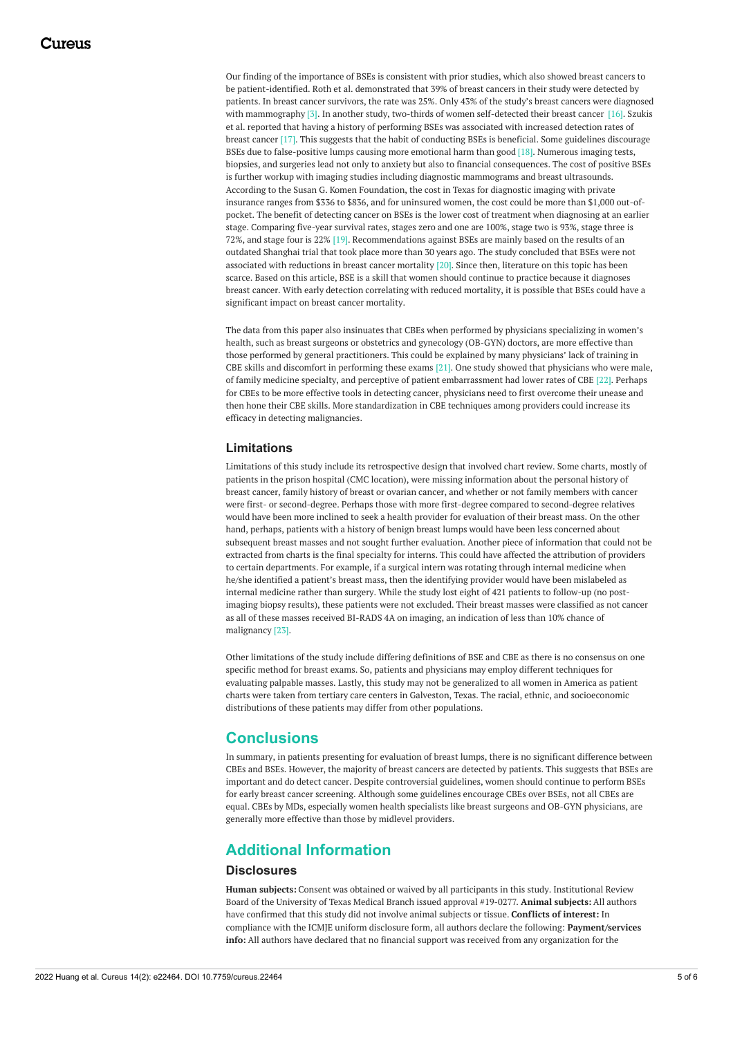Our finding of the importance of BSEs is consistent with prior studies, which also showed breast cancers to be patient-identified. Roth et al. demonstrated that 39% of breast cancers in their study were detected by patients. In breast cancer survivors, the rate was 25%. Only 43% of the study's breast cancers were diagnosed with mammography [3]. In another study, two-thirds of women self-detected their breast cancer [16]. Szukis et al. reported that having a history of performing BSEs was associated with increased detection rates of breast cancer [17]. This suggests that the habit of conducting BSEs is beneficial. Some guidelines discourage BSEs due to false-positive lumps causing more emotional harm than good [18]. Numerous imaging tests, biopsies, and surgeries lead not only to anxiety but also to financial consequences. The cost of positive BSEs is further workup with imaging studies including diagnostic mammograms and breast ultrasounds. According to the Susan G. Komen Foundation, the cost in Texas for diagnostic imaging with private insurance ranges from $336 to $836, and for uninsured women, the cost could be more than $1,000 out-of-pocket. The benefit of detecting cancer on BSEs is the lower cost of treatment when diagnosing at an earlier stage. Comparing five-year survival rates, stages zero and one are 100%, stage two is 93%, stage three is 72%, and stage four is 22% [19]. Recommendations against BSEs are mainly based on the results of an outdated Shanghai trial that took place more than 30 years ago. The study concluded that BSEs were not associated with reductions in breast cancer mortality [20]. Since then, literature on this topic has been scarce. Based on this article, BSE is a skill that women should continue to practice because it diagnoses breast cancer. With early detection correlating with reduced mortality, it is possible that BSEs could have a significant impact on breast cancer mortality.

The data from this paper also insinuates that CBEs when performed by physicians specializing in women's health, such as breast surgeons or obstetrics and gynecology (OB-GYN) doctors, are more effective than those performed by general practitioners. This could be explained by many physicians' lack of training in CBE skills and discomfort in performing these exams [21]. One study showed that physicians who were male, of family medicine specialty, and perceptive of patient embarrassment had lower rates of CBE [22]. Perhaps for CBEs to be more effective tools in detecting cancer, physicians need to first overcome their unease and then hone their CBE skills. More standardization in CBE techniques among providers could increase its efficacy in detecting malignancies.

### Limitations

Limitations of this study include its retrospective design that involved chart review. Some charts, mostly of patients in the prison hospital (CMC location), were missing information about the personal history of breast cancer, family history of breast or ovarian cancer, and whether or not family members with cancer were first- or second-degree. Perhaps those with more first-degree compared to second-degree relatives would have been more inclined to seek a health provider for evaluation of their breast mass. On the other hand, perhaps, patients with a history of benign breast lumps would have been less concerned about subsequent breast masses and not sought further evaluation. Another piece of information that could not be extracted from charts is the final specialty for interns. This could have affected the attribution of providers to certain departments. For example, if a surgical intern was rotating through internal medicine when he/she identified a patient's breast mass, then the identifying provider would have been mislabeled as internal medicine rather than surgery. While the study lost eight of 421 patients to follow-up (no post-imaging biopsy results), these patients were not excluded. Their breast masses were classified as not cancer as all of these masses received BI-RADS 4A on imaging, an indication of less than 10% chance of malignancy [23].

Other limitations of the study include differing definitions of BSE and CBE as there is no consensus on one specific method for breast exams. So, patients and physicians may employ different techniques for evaluating palpable masses. Lastly, this study may not be generalized to all women in America as patient charts were taken from tertiary care centers in Galveston, Texas. The racial, ethnic, and socioeconomic distributions of these patients may differ from other populations.

## Conclusions

In summary, in patients presenting for evaluation of breast lumps, there is no significant difference between CBEs and BSEs. However, the majority of breast cancers are detected by patients. This suggests that BSEs are important and do detect cancer. Despite controversial guidelines, women should continue to perform BSEs for early breast cancer screening. Although some guidelines encourage CBEs over BSEs, not all CBEs are equal. CBEs by MDs, especially women health specialists like breast surgeons and OB-GYN physicians, are generally more effective than those by midlevel providers.

## Additional Information

### Disclosures

**Human subjects:** Consent was obtained or waived by all participants in this study. Institutional Review Board of the University of Texas Medical Branch issued approval #19-0277. **Animal subjects:** All authors have confirmed that this study did not involve animal subjects or tissue. **Conflicts of interest:** In compliance with the ICMJE uniform disclosure form, all authors declare the following: **Payment/services info:** All authors have declared that no financial support was received from any organization for the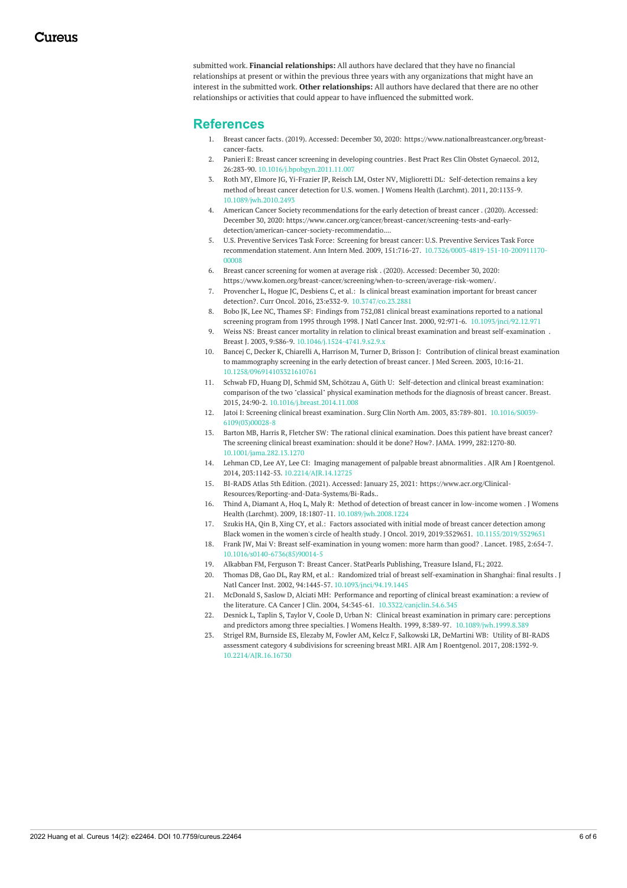submitted work. **Financial relationships:** All authors have declared that they have no financial relationships at present or within the previous three years with any organizations that might have an interest in the submitted work. **Other relationships:** All authors have declared that there are no other relationships or activities that could appear to have influenced the submitted work.

## References

1. Breast cancer facts. (2019). Accessed: December 30, 2020: https://www.nationalbreastcancer.org/breast-cancer-facts.
2. Panieri E: Breast cancer screening in developing countries. Best Pract Res Clin Obstet Gynaecol. 2012, 26:283-90. 10.1016/j.bpobgyn.2011.11.007
3. Roth MY, Elmore JG, Yi-Frazier JP, Reisch LM, Oster NV, Miglioretti DL: Self-detection remains a key method of breast cancer detection for U.S. women. J Womens Health (Larchmt). 2011, 20:1135-9. 10.1089/jwh.2010.2493
4. American Cancer Society recommendations for the early detection of breast cancer. (2020). Accessed: December 30, 2020: https://www.cancer.org/cancer/breast-cancer/screening-tests-and-early-detection/american-cancer-society-recommendatio....
5. U.S. Preventive Services Task Force: Screening for breast cancer: U.S. Preventive Services Task Force recommendation statement. Ann Intern Med. 2009, 151:716-27. 10.7326/0003-4819-151-10-200911170-00008
6. Breast cancer screening for women at average risk. (2020). Accessed: December 30, 2020: https://www.komen.org/breast-cancer/screening/when-to-screen/average-risk-women/.
7. Provencher L, Hogue JC, Desbiens C, et al.: Is clinical breast examination important for breast cancer detection?. Curr Oncol. 2016, 23:e332-9. 10.3747/co.23.2881
8. Bobo JK, Lee NC, Thames SF: Findings from 752,081 clinical breast examinations reported to a national screening program from 1995 through 1998. J Natl Cancer Inst. 2000, 92:971-6. 10.1093/jnci/92.12.971
9. Weiss NS: Breast cancer mortality in relation to clinical breast examination and breast self-examination. Breast J. 2003, 9:S86-9. 10.1046/j.1524-4741.9.s2.9.x
10. Bancej C, Decker K, Chiarelli A, Harrison M, Turner D, Brisson J: Contribution of clinical breast examination to mammography screening in the early detection of breast cancer. J Med Screen. 2003, 10:16-21. 10.1258/096914103321610761
11. Schwab FD, Huang DJ, Schmid SM, Schötzau A, Güth U: Self-detection and clinical breast examination: comparison of the two "classical" physical examination methods for the diagnosis of breast cancer. Breast. 2015, 24:90-2. 10.1016/j.breast.2014.11.008
12. Jatoi I: Screening clinical breast examination. Surg Clin North Am. 2003, 83:789-801. 10.1016/S0039-6109(03)00028-8
13. Barton MB, Harris R, Fletcher SW: The rational clinical examination. Does this patient have breast cancer? The screening clinical breast examination: should it be done? How?. JAMA. 1999, 282:1270-80. 10.1001/jama.282.13.1270
14. Lehman CD, Lee AY, Lee CI: Imaging management of palpable breast abnormalities. AJR Am J Roentgenol. 2014, 203:1142-53. 10.2214/AJR.14.12725
15. BI-RADS Atlas 5th Edition. (2021). Accessed: January 25, 2021: https://www.acr.org/Clinical-Resources/Reporting-and-Data-Systems/Bi-Rads..
16. Thind A, Diamant A, Hoq L, Maly R: Method of detection of breast cancer in low-income women. J Womens Health (Larchmt). 2009, 18:1807-11. 10.1089/jwh.2008.1224
17. Szukis HA, Qin B, Xing CY, et al.: Factors associated with initial mode of breast cancer detection among Black women in the women's circle of health study. J Oncol. 2019, 2019:3529651. 10.1155/2019/3529651
18. Frank JW, Mai V: Breast self-examination in young women: more harm than good?. Lancet. 1985, 2:654-7. 10.1016/s0140-6736(85)90014-5
19. Alkabban FM, Ferguson T: Breast Cancer. StatPearls Publishing, Treasure Island, FL; 2022.
20. Thomas DB, Gao DL, Ray RM, et al.: Randomized trial of breast self-examination in Shanghai: final results. J Natl Cancer Inst. 2002, 94:1445-57. 10.1093/jnci/94.19.1445
21. McDonald S, Saslow D, Alciati MH: Performance and reporting of clinical breast examination: a review of the literature. CA Cancer J Clin. 2004, 54:345-61. 10.3322/canjclin.54.6.345
22. Desnick L, Taplin S, Taylor V, Coole D, Urban N: Clinical breast examination in primary care: perceptions and predictors among three specialties. J Womens Health. 1999, 8:389-97. 10.1089/jwh.1999.8.389
23. Strigel RM, Burnside ES, Elezaby M, Fowler AM, Kelcz F, Salkowski LR, DeMartini WB: Utility of BI-RADS assessment category 4 subdivisions for screening breast MRI. AJR Am J Roentgenol. 2017, 208:1392-9. 10.2214/AJR.16.16730